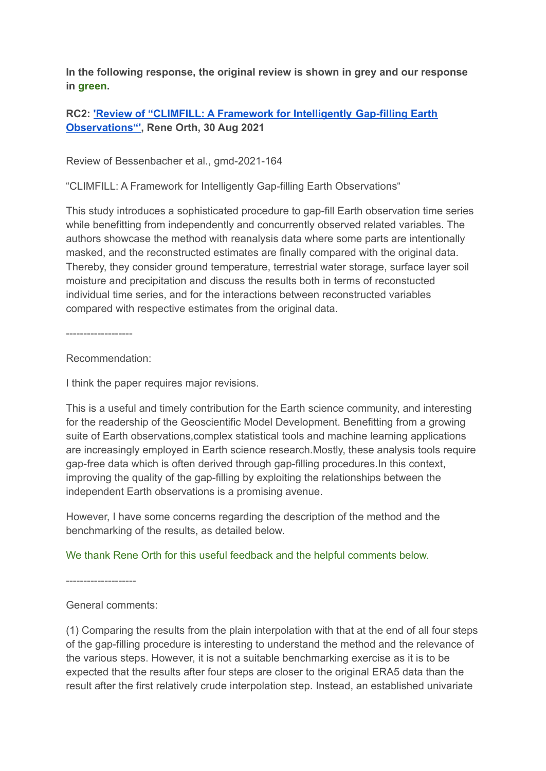**In the following response, the original review is shown in grey and our response in green.**

**RC2: ['Review of "CLIMFILL: A Framework for Intelligently Gap-filling Earth Observations"'](), Rene Orth, 30 Aug 2021**

Review of Bessenbacher et al., gmd-2021-164

"CLIMFILL: A Framework for Intelligently Gap-filling Earth Observations"

This study introduces a sophisticated procedure to gap-fill Earth observation time series while benefitting from independently and concurrently observed related variables. The authors showcase the method with reanalysis data where some parts are intentionally masked, and the reconstructed estimates are finally compared with the original data. Thereby, they consider ground temperature, terrestrial water storage, surface layer soil moisture and precipitation and discuss the results both in terms of reconstucted individual time series, and for the interactions between reconstructed variables compared with respective estimates from the original data.

-------------------

Recommendation:

I think the paper requires major revisions.

This is a useful and timely contribution for the Earth science community, and interesting for the readership of the Geoscientific Model Development. Benefitting from a growing suite of Earth observations,complex statistical tools and machine learning applications are increasingly employed in Earth science research.Mostly, these analysis tools require gap-free data which is often derived through gap-filling procedures.In this context, improving the quality of the gap-filling by exploiting the relationships between the independent Earth observations is a promising avenue.

However, I have some concerns regarding the description of the method and the benchmarking of the results, as detailed below.

We thank Rene Orth for this useful feedback and the helpful comments below.

--------------------

General comments:

(1) Comparing the results from the plain interpolation with that at the end of all four steps of the gap-filling procedure is interesting to understand the method and the relevance of the various steps. However, it is not a suitable benchmarking exercise as it is to be expected that the results after four steps are closer to the original ERA5 data than the result after the first relatively crude interpolation step. Instead, an established univariate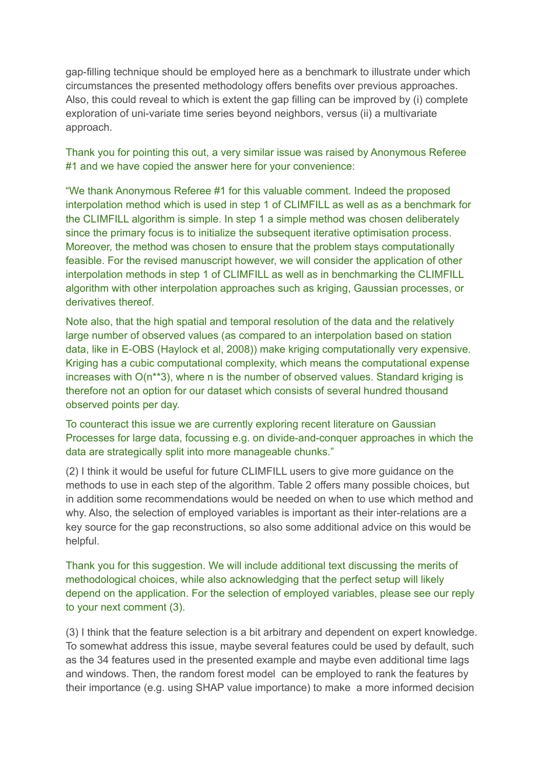gap-filling technique should be employed here as a benchmark to illustrate under which circumstances the presented methodology offers benefits over previous approaches. Also, this could reveal to which is extent the gap filling can be improved by (i) complete exploration of uni-variate time series beyond neighbors, versus (ii) a multivariate approach.

Thank you for pointing this out, a very similar issue was raised by Anonymous Referee #1 and we have copied the answer here for your convenience:

"We thank Anonymous Referee #1 for this valuable comment. Indeed the proposed interpolation method which is used in step 1 of CLIMFILL as well as as a benchmark for the CLIMFILL algorithm is simple. In step 1 a simple method was chosen deliberately since the primary focus is to initialize the subsequent iterative optimisation process. Moreover, the method was chosen to ensure that the problem stays computationally feasible. For the revised manuscript however, we will consider the application of other interpolation methods in step 1 of CLIMFILL as well as in benchmarking the CLIMFILL algorithm with other interpolation approaches such as kriging, Gaussian processes, or derivatives thereof.

Note also, that the high spatial and temporal resolution of the data and the relatively large number of observed values (as compared to an interpolation based on station data, like in E-OBS (Haylock et al, 2008)) make kriging computationally very expensive. Kriging has a cubic computational complexity, which means the computational expense increases with O(n**3), where n is the number of observed values. Standard kriging is therefore not an option for our dataset which consists of several hundred thousand observed points per day.

To counteract this issue we are currently exploring recent literature on Gaussian Processes for large data, focussing e.g. on divide-and-conquer approaches in which the data are strategically split into more manageable chunks."

(2) I think it would be useful for future CLIMFILL users to give more guidance on the methods to use in each step of the algorithm. Table 2 offers many possible choices, but in addition some recommendations would be needed on when to use which method and why. Also, the selection of employed variables is important as their inter-relations are a key source for the gap reconstructions, so also some additional advice on this would be helpful.

Thank you for this suggestion. We will include additional text discussing the merits of methodological choices, while also acknowledging that the perfect setup will likely depend on the application. For the selection of employed variables, please see our reply to your next comment (3).

(3) I think that the feature selection is a bit arbitrary and dependent on expert knowledge. To somewhat address this issue, maybe several features could be used by default, such as the 34 features used in the presented example and maybe even additional time lags and windows. Then, the random forest model can be employed to rank the features by their importance (e.g. using SHAP value importance) to make a more informed decision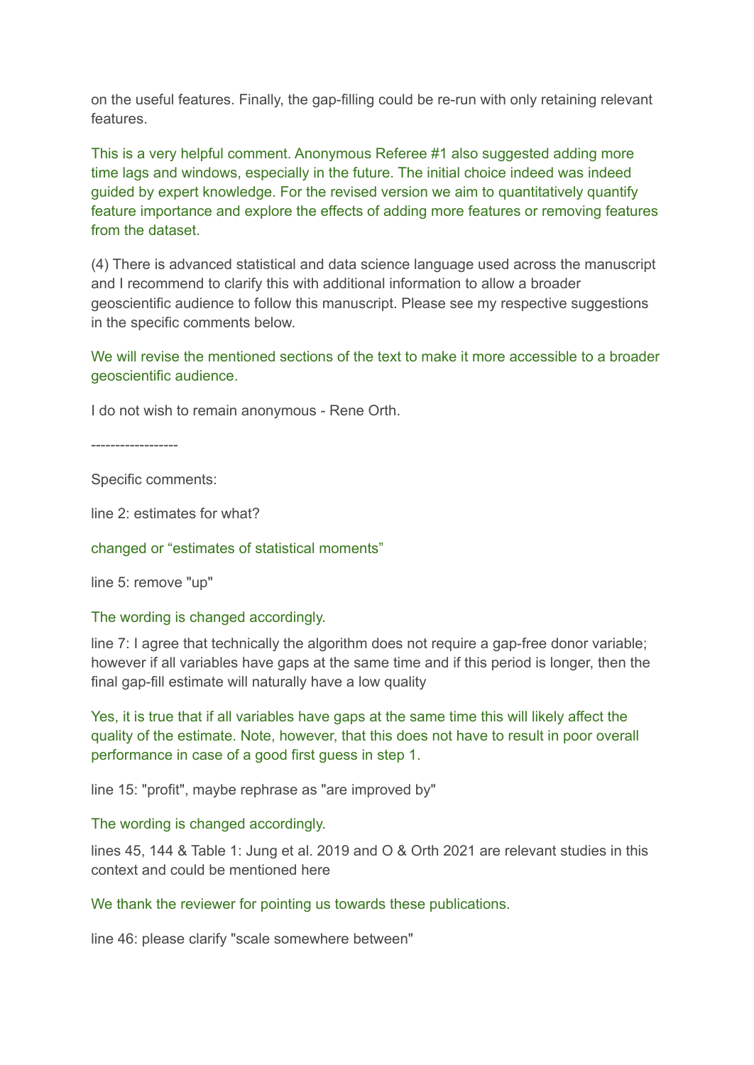on the useful features. Finally, the gap-filling could be re-run with only retaining relevant features.

This is a very helpful comment. Anonymous Referee #1 also suggested adding more time lags and windows, especially in the future. The initial choice indeed was indeed guided by expert knowledge. For the revised version we aim to quantitatively quantify feature importance and explore the effects of adding more features or removing features from the dataset.

(4) There is advanced statistical and data science language used across the manuscript and I recommend to clarify this with additional information to allow a broader geoscientific audience to follow this manuscript. Please see my respective suggestions in the specific comments below.

We will revise the mentioned sections of the text to make it more accessible to a broader geoscientific audience.

I do not wish to remain anonymous - Rene Orth.

------------------

Specific comments:

line 2: estimates for what?

changed or “estimates of statistical moments”

line 5: remove "up"

The wording is changed accordingly.

line 7: I agree that technically the algorithm does not require a gap-free donor variable; however if all variables have gaps at the same time and if this period is longer, then the final gap-fill estimate will naturally have a low quality

Yes, it is true that if all variables have gaps at the same time this will likely affect the quality of the estimate. Note, however, that this does not have to result in poor overall performance in case of a good first guess in step 1.

line 15: "profit", maybe rephrase as "are improved by"

The wording is changed accordingly.

lines 45, 144 & Table 1: Jung et al. 2019 and O & Orth 2021 are relevant studies in this context and could be mentioned here

We thank the reviewer for pointing us towards these publications.

line 46: please clarify "scale somewhere between"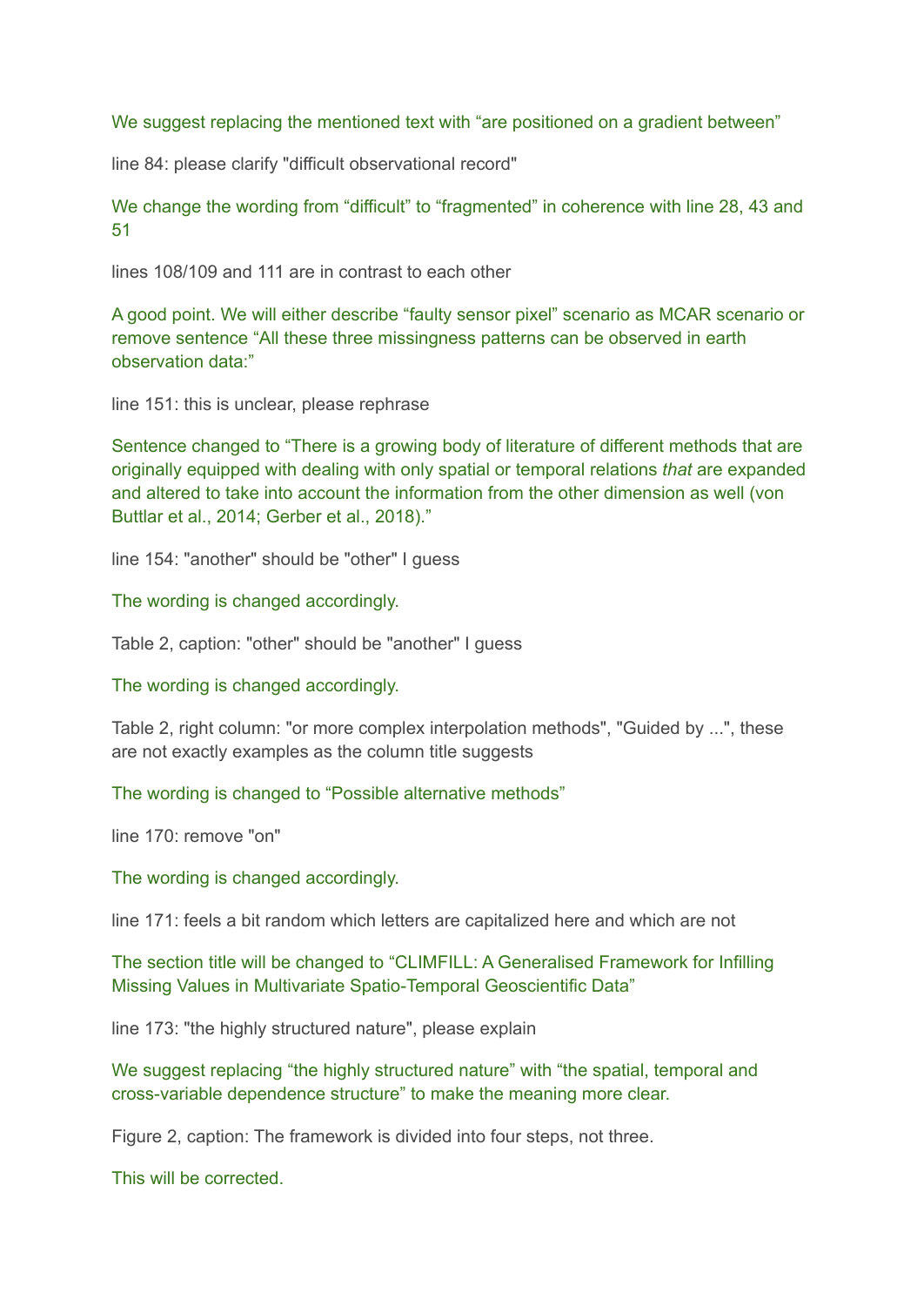We suggest replacing the mentioned text with “are positioned on a gradient between”

line 84: please clarify "difficult observational record"

We change the wording from “difficult” to “fragmented” in coherence with line 28, 43 and 51

lines 108/109 and 111 are in contrast to each other

A good point. We will either describe “faulty sensor pixel” scenario as MCAR scenario or remove sentence “All these three missingness patterns can be observed in earth observation data:”

line 151: this is unclear, please rephrase

Sentence changed to “There is a growing body of literature of different methods that are originally equipped with dealing with only spatial or temporal relations *that* are expanded and altered to take into account the information from the other dimension as well (von Buttlar et al., 2014; Gerber et al., 2018).”

line 154: "another" should be "other" I guess

The wording is changed accordingly.

Table 2, caption: "other" should be "another" I guess

The wording is changed accordingly.

Table 2, right column: "or more complex interpolation methods", "Guided by ...", these are not exactly examples as the column title suggests

The wording is changed to “Possible alternative methods”

line 170: remove "on"

The wording is changed accordingly.

line 171: feels a bit random which letters are capitalized here and which are not

The section title will be changed to “CLIMFILL: A Generalised Framework for Infilling Missing Values in Multivariate Spatio-Temporal Geoscientific Data”

line 173: "the highly structured nature", please explain

We suggest replacing “the highly structured nature” with “the spatial, temporal and cross-variable dependence structure” to make the meaning more clear.

Figure 2, caption: The framework is divided into four steps, not three.

This will be corrected.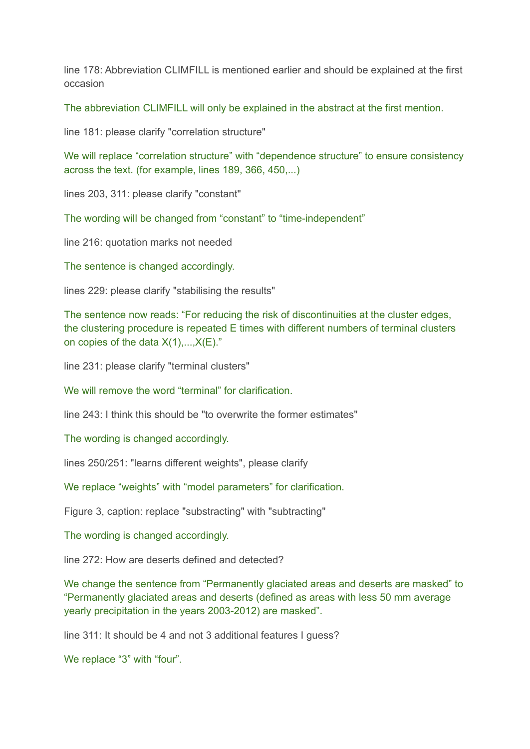line 178: Abbreviation CLIMFILL is mentioned earlier and should be explained at the first occasion

The abbreviation CLIMFILL will only be explained in the abstract at the first mention.

line 181: please clarify "correlation structure"

We will replace “correlation structure” with “dependence structure” to ensure consistency across the text. (for example, lines 189, 366, 450,...)

lines 203, 311: please clarify "constant"

The wording will be changed from “constant” to “time-independent”

line 216: quotation marks not needed

The sentence is changed accordingly.

lines 229: please clarify "stabilising the results"

The sentence now reads: “For reducing the risk of discontinuities at the cluster edges, the clustering procedure is repeated E times with different numbers of terminal clusters on copies of the data X(1),...,X(E).”

line 231: please clarify "terminal clusters"

We will remove the word “terminal” for clarification.

line 243: I think this should be "to overwrite the former estimates"

The wording is changed accordingly.

lines 250/251: "learns different weights", please clarify

We replace “weights” with “model parameters” for clarification.

Figure 3, caption: replace "substracting" with "subtracting"

The wording is changed accordingly.

line 272: How are deserts defined and detected?

We change the sentence from “Permanently glaciated areas and deserts are masked” to “Permanently glaciated areas and deserts (defined as areas with less 50 mm average yearly precipitation in the years 2003-2012) are masked”.

line 311: It should be 4 and not 3 additional features I guess?

We replace “3” with “four”.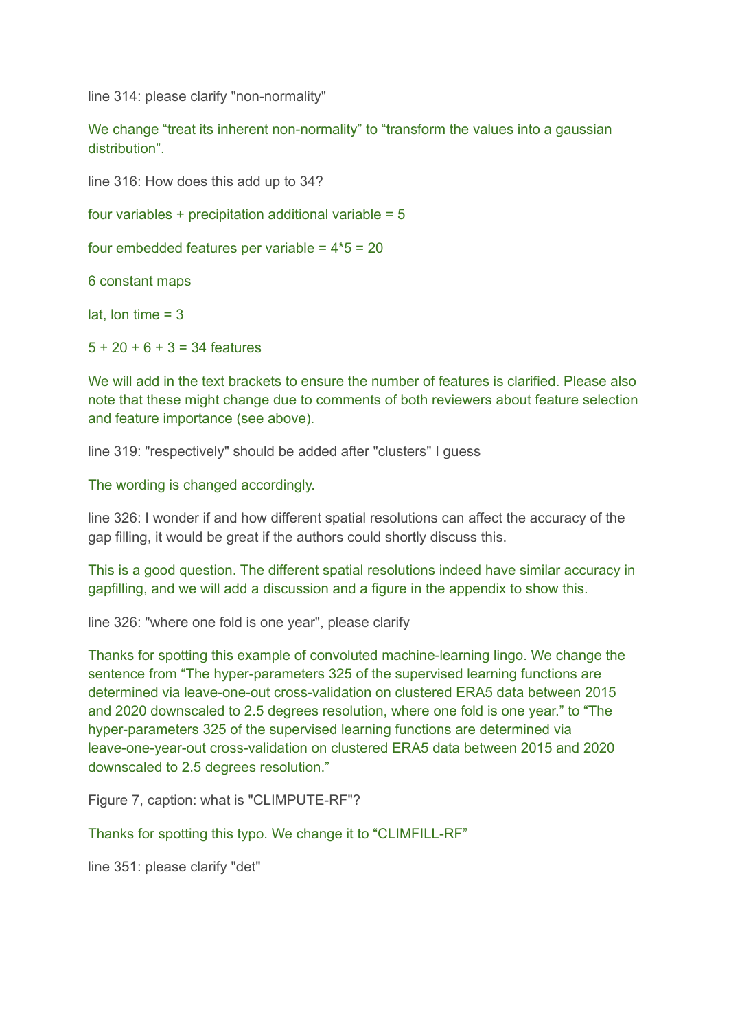line 314: please clarify "non-normality"

We change “treat its inherent non-normality” to “transform the values into a gaussian distribution”.

line 316: How does this add up to 34?

four variables + precipitation additional variable = 5

four embedded features per variable = 4*5 = 20

6 constant maps

lat, lon time = 3

5 + 20 + 6 + 3 = 34 features

We will add in the text brackets to ensure the number of features is clarified. Please also note that these might change due to comments of both reviewers about feature selection and feature importance (see above).

line 319: "respectively" should be added after "clusters" I guess

The wording is changed accordingly.

line 326: I wonder if and how different spatial resolutions can affect the accuracy of the gap filling, it would be great if the authors could shortly discuss this.

This is a good question. The different spatial resolutions indeed have similar accuracy in gapfilling, and we will add a discussion and a figure in the appendix to show this.

line 326: "where one fold is one year", please clarify

Thanks for spotting this example of convoluted machine-learning lingo. We change the sentence from “The hyper-parameters 325 of the supervised learning functions are determined via leave-one-out cross-validation on clustered ERA5 data between 2015 and 2020 downscaled to 2.5 degrees resolution, where one fold is one year.” to “The hyper-parameters 325 of the supervised learning functions are determined via leave-one-year-out cross-validation on clustered ERA5 data between 2015 and 2020 downscaled to 2.5 degrees resolution.”

Figure 7, caption: what is "CLIMPUTE-RF"?

Thanks for spotting this typo. We change it to “CLIMFILL-RF”

line 351: please clarify "det"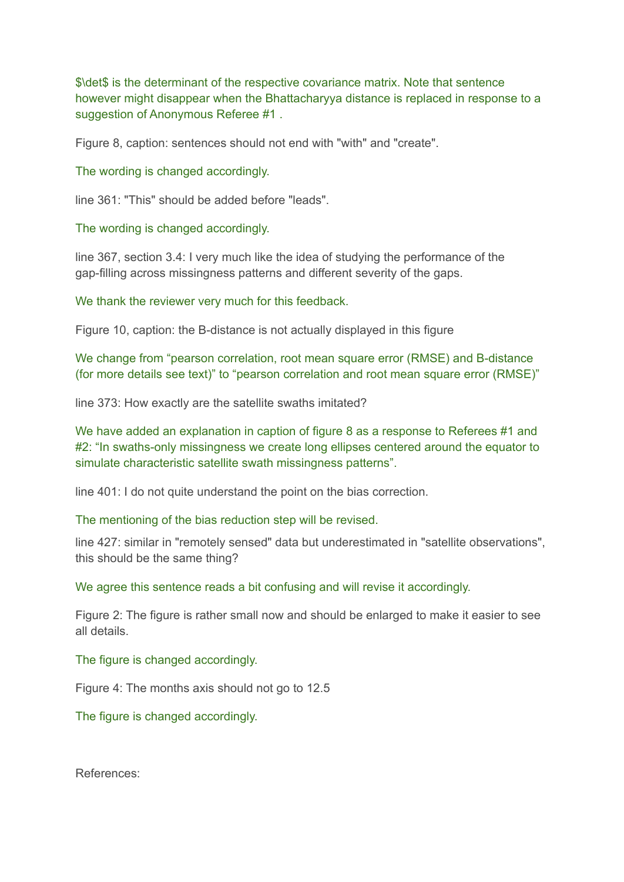$\det$ is the determinant of the respective covariance matrix. Note that sentence however might disappear when the Bhattacharyya distance is replaced in response to a suggestion of Anonymous Referee #1 .

Figure 8, caption: sentences should not end with "with" and "create".

The wording is changed accordingly.

line 361: "This" should be added before "leads".

The wording is changed accordingly.

line 367, section 3.4: I very much like the idea of studying the performance of the gap-filling across missingness patterns and different severity of the gaps.

We thank the reviewer very much for this feedback.

Figure 10, caption: the B-distance is not actually displayed in this figure

We change from "pearson correlation, root mean square error (RMSE) and B-distance (for more details see text)" to "pearson correlation and root mean square error (RMSE)"

line 373: How exactly are the satellite swaths imitated?

We have added an explanation in caption of figure 8 as a response to Referees #1 and #2: "In swaths-only missingness we create long ellipses centered around the equator to simulate characteristic satellite swath missingness patterns".

line 401: I do not quite understand the point on the bias correction.

The mentioning of the bias reduction step will be revised.

line 427: similar in "remotely sensed" data but underestimated in "satellite observations", this should be the same thing?

We agree this sentence reads a bit confusing and will revise it accordingly.

Figure 2: The figure is rather small now and should be enlarged to make it easier to see all details.

The figure is changed accordingly.

Figure 4: The months axis should not go to 12.5

The figure is changed accordingly.

References: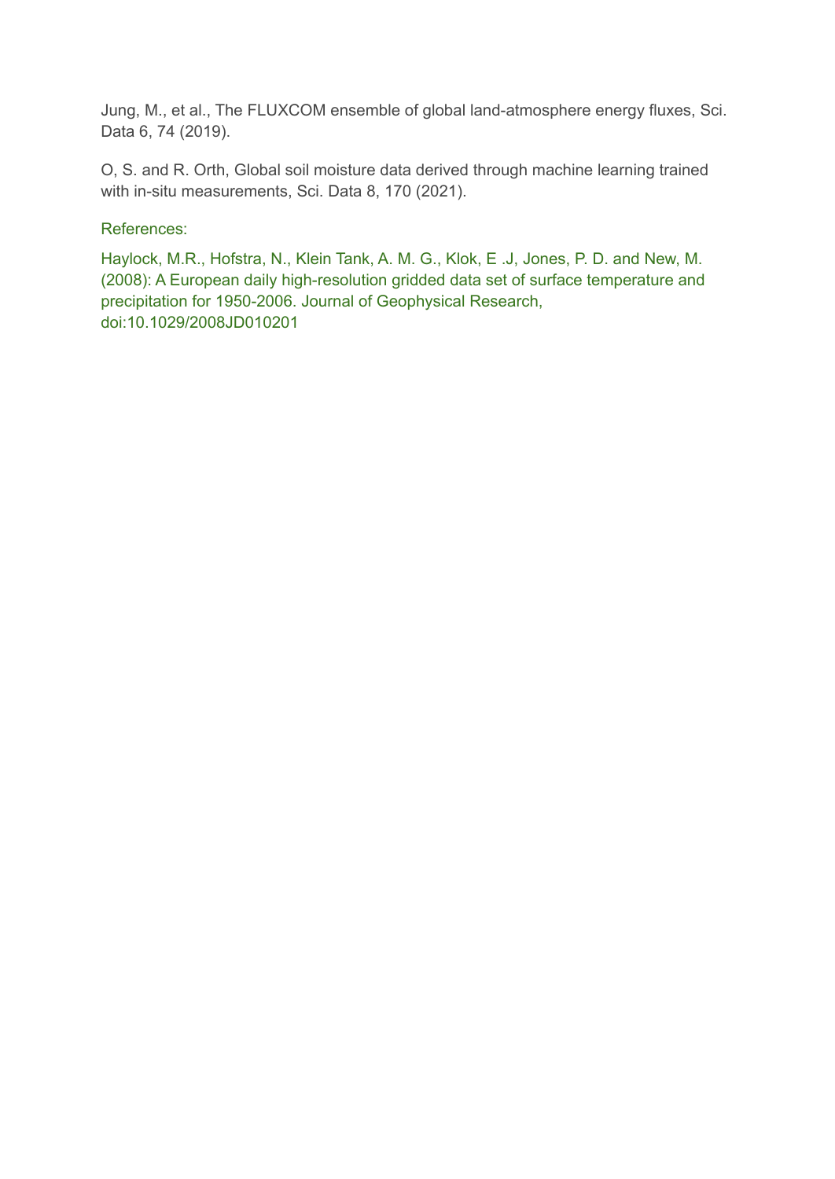Jung, M., et al., The FLUXCOM ensemble of global land-atmosphere energy fluxes, Sci. Data 6, 74 (2019).

O, S. and R. Orth, Global soil moisture data derived through machine learning trained with in-situ measurements, Sci. Data 8, 170 (2021).

References:

Haylock, M.R., Hofstra, N., Klein Tank, A. M. G., Klok, E .J, Jones, P. D. and New, M. (2008): A European daily high-resolution gridded data set of surface temperature and precipitation for 1950-2006. Journal of Geophysical Research, doi:10.1029/2008JD010201